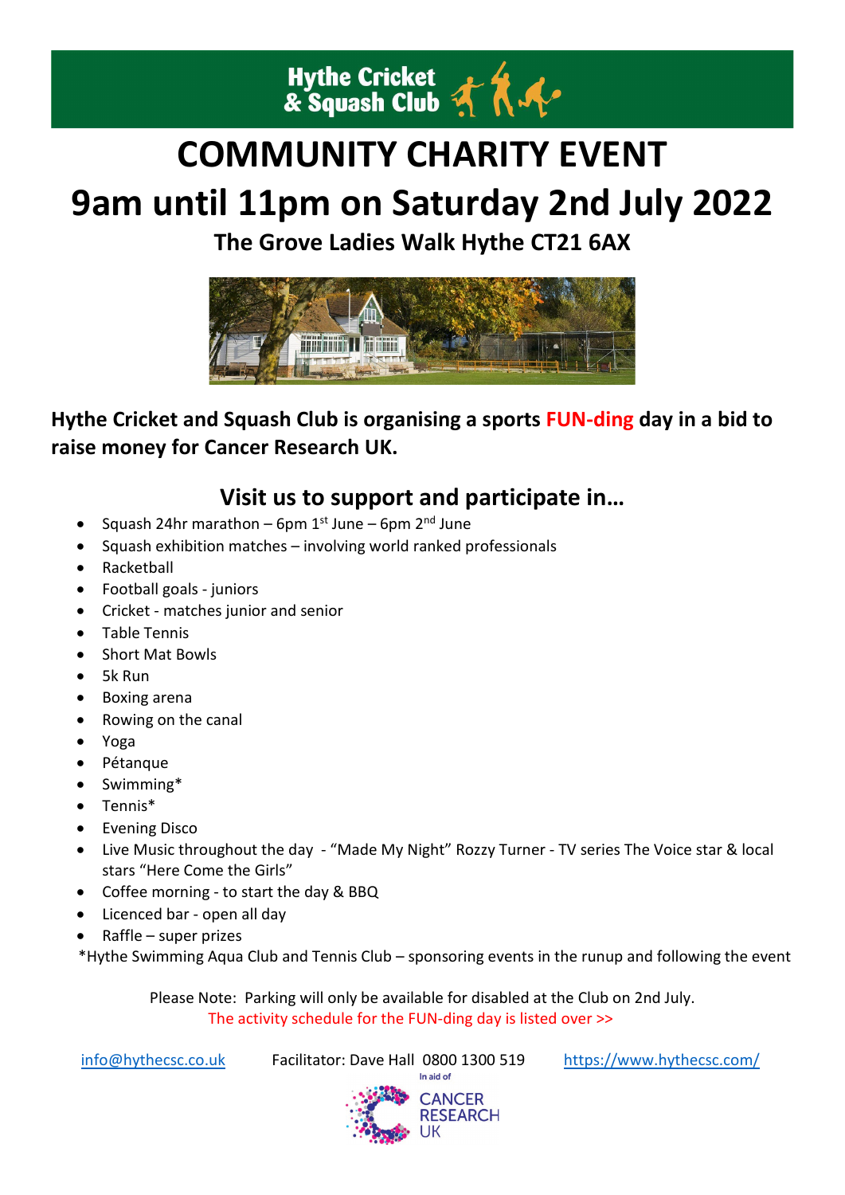**Hythe Cricket & Squash Club**

# COMMUNITY CHARITY EVENT

# 9am until 11pm on Saturday 2nd July 2022

## The Grove Ladies Walk Hythe CT21 6AX

**Hythe Cricket and Squash Club is organising a sports FUN-ding day in a bid to raise money for Cancer Research UK.**

## Visit us to support and participate in…

- Squash 24hr marathon – 6pm 1st June – 6pm 2nd June
- Squash exhibition matches – involving world ranked professionals
- Racketball
- Football goals - juniors
- Cricket - matches junior and senior
- Table Tennis
- Short Mat Bowls
- 5k Run
- Boxing arena
- Rowing on the canal
- Yoga
- Pétanque
- Swimming*
- Tennis*
- Evening Disco
- Live Music throughout the day - "Made My Night" Rozzy Turner - TV series The Voice star & local stars "Here Come the Girls"
- Coffee morning - to start the day & BBQ
- Licenced bar - open all day
- Raffle – super prizes

*Hythe Swimming Aqua Club and Tennis Club – sponsoring events in the runup and following the event

Please Note: Parking will only be available for disabled at the Club on 2nd July.
The activity schedule for the FUN-ding day is listed over >>

info@hythecsc.co.uk Facilitator: Dave Hall 0800 1300 519 https://www.hythecsc.com/

In aid of CANCER RESEARCH UK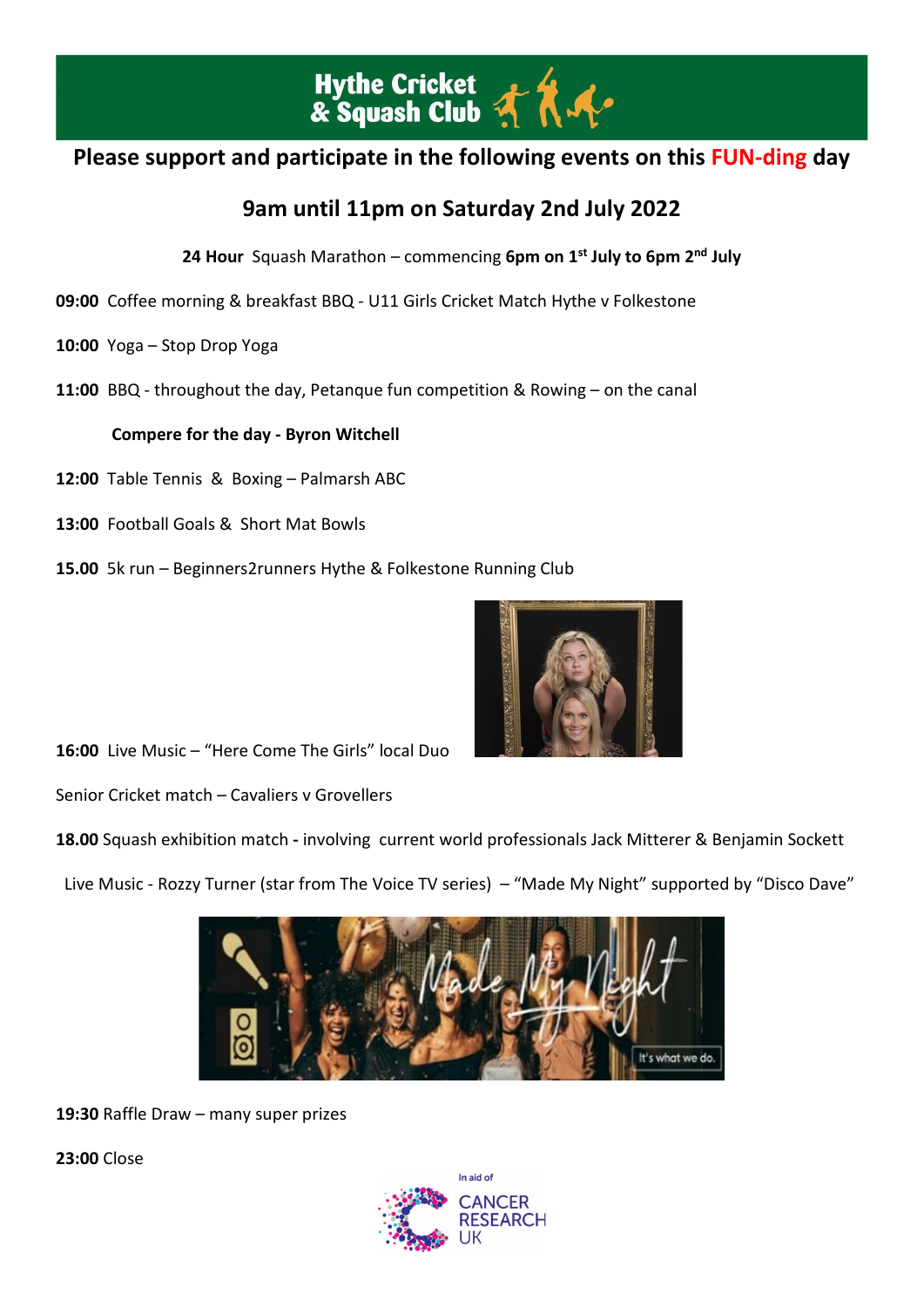# Hythe Cricket & Squash Club

## Please support and participate in the following events on this FUN-ding day

## 9am until 11pm on Saturday 2nd July 2022

**24 Hour** Squash Marathon – commencing **6pm on 1st July to 6pm 2nd July**

**09:00** Coffee morning & breakfast BBQ - U11 Girls Cricket Match Hythe v Folkestone

**10:00** Yoga – Stop Drop Yoga

**11:00** BBQ - throughout the day, Petanque fun competition & Rowing – on the canal

**Compere for the day - Byron Witchell**

**12:00** Table Tennis & Boxing – Palmarsh ABC

**13:00** Football Goals & Short Mat Bowls

**15.00** 5k run – Beginners2runners Hythe & Folkestone Running Club

**16:00** Live Music – "Here Come The Girls" local Duo

Senior Cricket match – Cavaliers v Grovellers

**18.00** Squash exhibition match **-** involving current world professionals Jack Mitterer & Benjamin Sockett

Live Music - Rozzy Turner (star from The Voice TV series) – "Made My Night" supported by "Disco Dave"

**19:30** Raffle Draw – many super prizes

**23:00** Close

In aid of CANCER RESEARCH UK